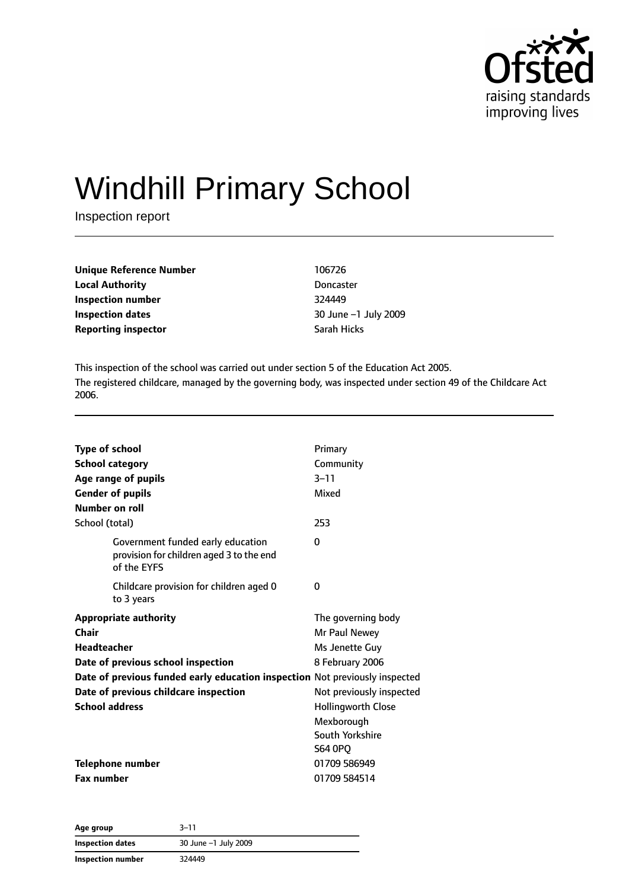# Windhill Primary School

Inspection report

| | |
|---|---|
| **Unique Reference Number** | 106726 |
| **Local Authority** | Doncaster |
| **Inspection number** | 324449 |
| **Inspection dates** | 30 June –1 July 2009 |
| **Reporting inspector** | Sarah Hicks |

This inspection of the school was carried out under section 5 of the Education Act 2005.

The registered childcare, managed by the governing body, was inspected under section 49 of the Childcare Act 2006.

| | |
|---|---|
| **Type of school** | Primary |
| **School category** | Community |
| **Age range of pupils** | 3–11 |
| **Gender of pupils** | Mixed |
| **Number on roll** | |
| School (total) | 253 |
| Government funded early education provision for children aged 3 to the end of the EYFS | 0 |
| Childcare provision for children aged 0 to 3 years | 0 |
| **Appropriate authority** | The governing body |
| **Chair** | Mr Paul Newey |
| **Headteacher** | Ms Jenette Guy |
| **Date of previous school inspection** | 8 February 2006 |
| **Date of previous funded early education inspection** | Not previously inspected |
| **Date of previous childcare inspection** | Not previously inspected |
| **School address** | Hollingworth Close<br>Mexborough<br>South Yorkshire<br>S64 0PQ |
| **Telephone number** | 01709 586949 |
| **Fax number** | 01709 584514 |

| | |
|---|---|
| **Age group** | 3–11 |
| **Inspection dates** | 30 June –1 July 2009 |
| **Inspection number** | 324449 |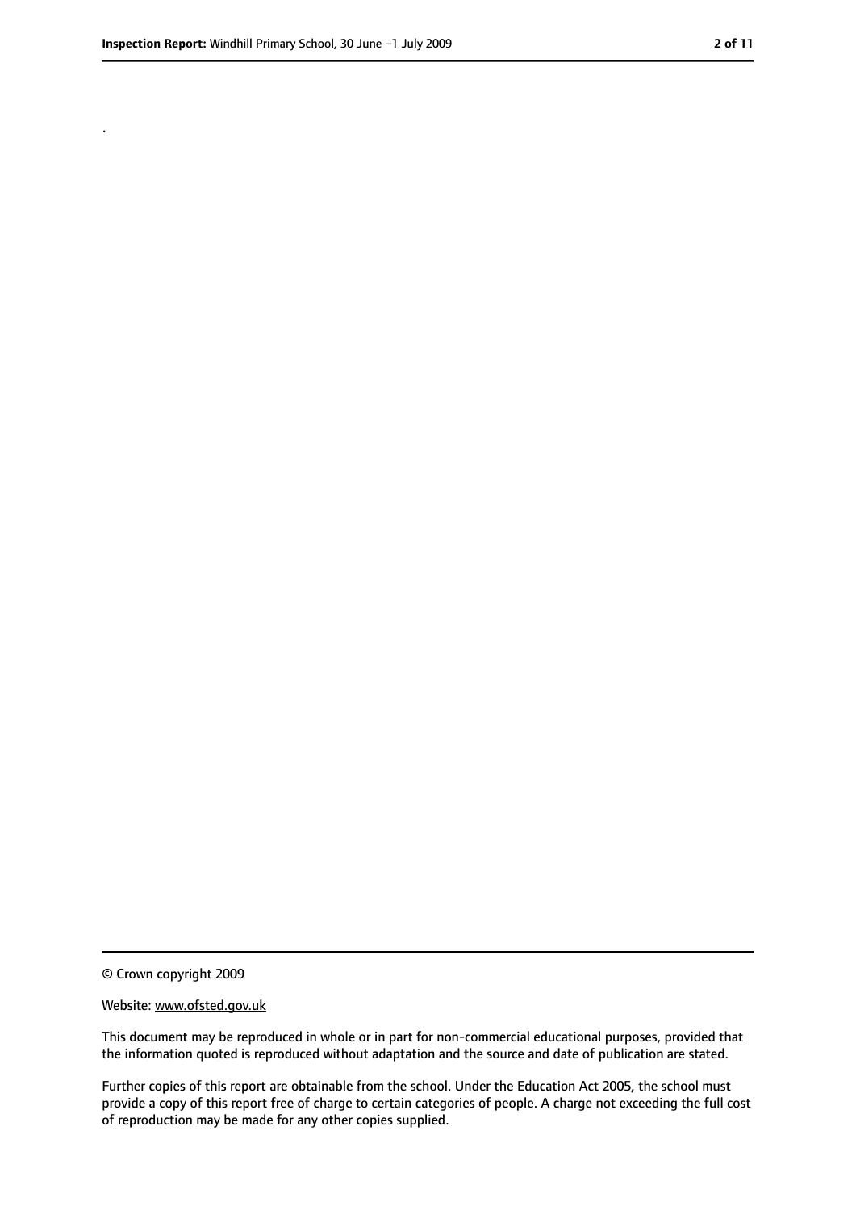.

© Crown copyright 2009

Website: www.ofsted.gov.uk

This document may be reproduced in whole or in part for non-commercial educational purposes, provided that the information quoted is reproduced without adaptation and the source and date of publication are stated.

Further copies of this report are obtainable from the school. Under the Education Act 2005, the school must provide a copy of this report free of charge to certain categories of people. A charge not exceeding the full cost of reproduction may be made for any other copies supplied.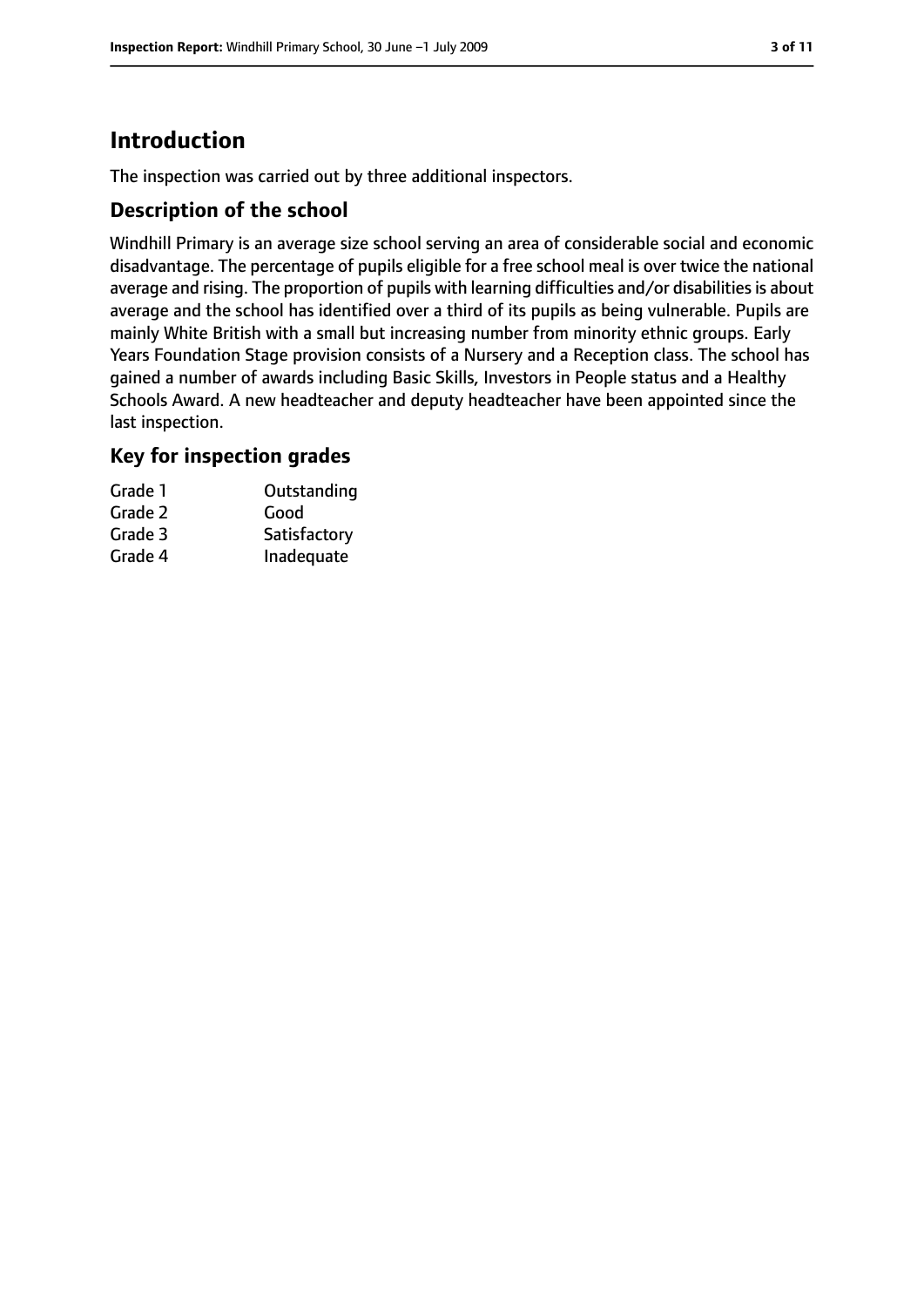# Introduction

The inspection was carried out by three additional inspectors.

## Description of the school

Windhill Primary is an average size school serving an area of considerable social and economic disadvantage. The percentage of pupils eligible for a free school meal is over twice the national average and rising. The proportion of pupils with learning difficulties and/or disabilities is about average and the school has identified over a third of its pupils as being vulnerable. Pupils are mainly White British with a small but increasing number from minority ethnic groups. Early Years Foundation Stage provision consists of a Nursery and a Reception class. The school has gained a number of awards including Basic Skills, Investors in People status and a Healthy Schools Award. A new headteacher and deputy headteacher have been appointed since the last inspection.

## Key for inspection grades

| | |
|---|---|
| Grade 1 | Outstanding |
| Grade 2 | Good |
| Grade 3 | Satisfactory |
| Grade 4 | Inadequate |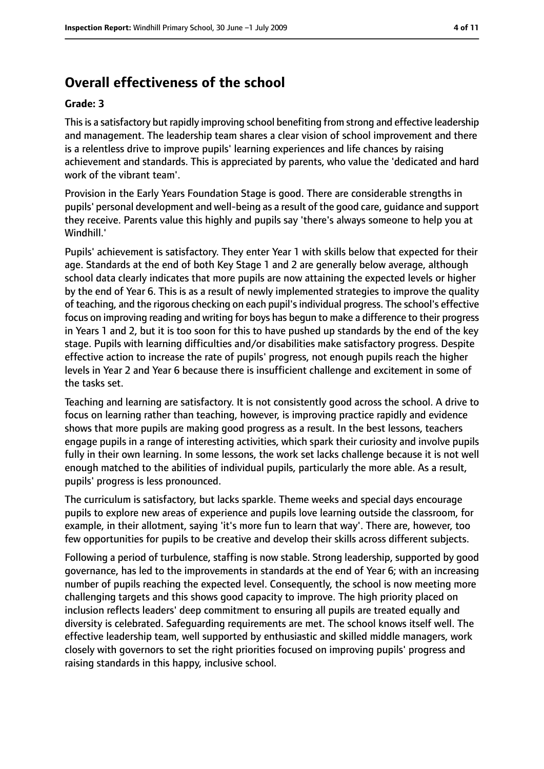## Overall effectiveness of the school

### Grade: 3

This is a satisfactory but rapidly improving school benefiting from strong and effective leadership and management. The leadership team shares a clear vision of school improvement and there is a relentless drive to improve pupils' learning experiences and life chances by raising achievement and standards. This is appreciated by parents, who value the 'dedicated and hard work of the vibrant team'.

Provision in the Early Years Foundation Stage is good. There are considerable strengths in pupils' personal development and well-being as a result of the good care, guidance and support they receive. Parents value this highly and pupils say 'there's always someone to help you at Windhill.'

Pupils' achievement is satisfactory. They enter Year 1 with skills below that expected for their age. Standards at the end of both Key Stage 1 and 2 are generally below average, although school data clearly indicates that more pupils are now attaining the expected levels or higher by the end of Year 6. This is as a result of newly implemented strategies to improve the quality of teaching, and the rigorous checking on each pupil's individual progress. The school's effective focus on improving reading and writing for boys has begun to make a difference to their progress in Years 1 and 2, but it is too soon for this to have pushed up standards by the end of the key stage. Pupils with learning difficulties and/or disabilities make satisfactory progress. Despite effective action to increase the rate of pupils' progress, not enough pupils reach the higher levels in Year 2 and Year 6 because there is insufficient challenge and excitement in some of the tasks set.

Teaching and learning are satisfactory. It is not consistently good across the school. A drive to focus on learning rather than teaching, however, is improving practice rapidly and evidence shows that more pupils are making good progress as a result. In the best lessons, teachers engage pupils in a range of interesting activities, which spark their curiosity and involve pupils fully in their own learning. In some lessons, the work set lacks challenge because it is not well enough matched to the abilities of individual pupils, particularly the more able. As a result, pupils' progress is less pronounced.

The curriculum is satisfactory, but lacks sparkle. Theme weeks and special days encourage pupils to explore new areas of experience and pupils love learning outside the classroom, for example, in their allotment, saying 'it's more fun to learn that way'. There are, however, too few opportunities for pupils to be creative and develop their skills across different subjects.

Following a period of turbulence, staffing is now stable. Strong leadership, supported by good governance, has led to the improvements in standards at the end of Year 6; with an increasing number of pupils reaching the expected level. Consequently, the school is now meeting more challenging targets and this shows good capacity to improve. The high priority placed on inclusion reflects leaders' deep commitment to ensuring all pupils are treated equally and diversity is celebrated. Safeguarding requirements are met. The school knows itself well. The effective leadership team, well supported by enthusiastic and skilled middle managers, work closely with governors to set the right priorities focused on improving pupils' progress and raising standards in this happy, inclusive school.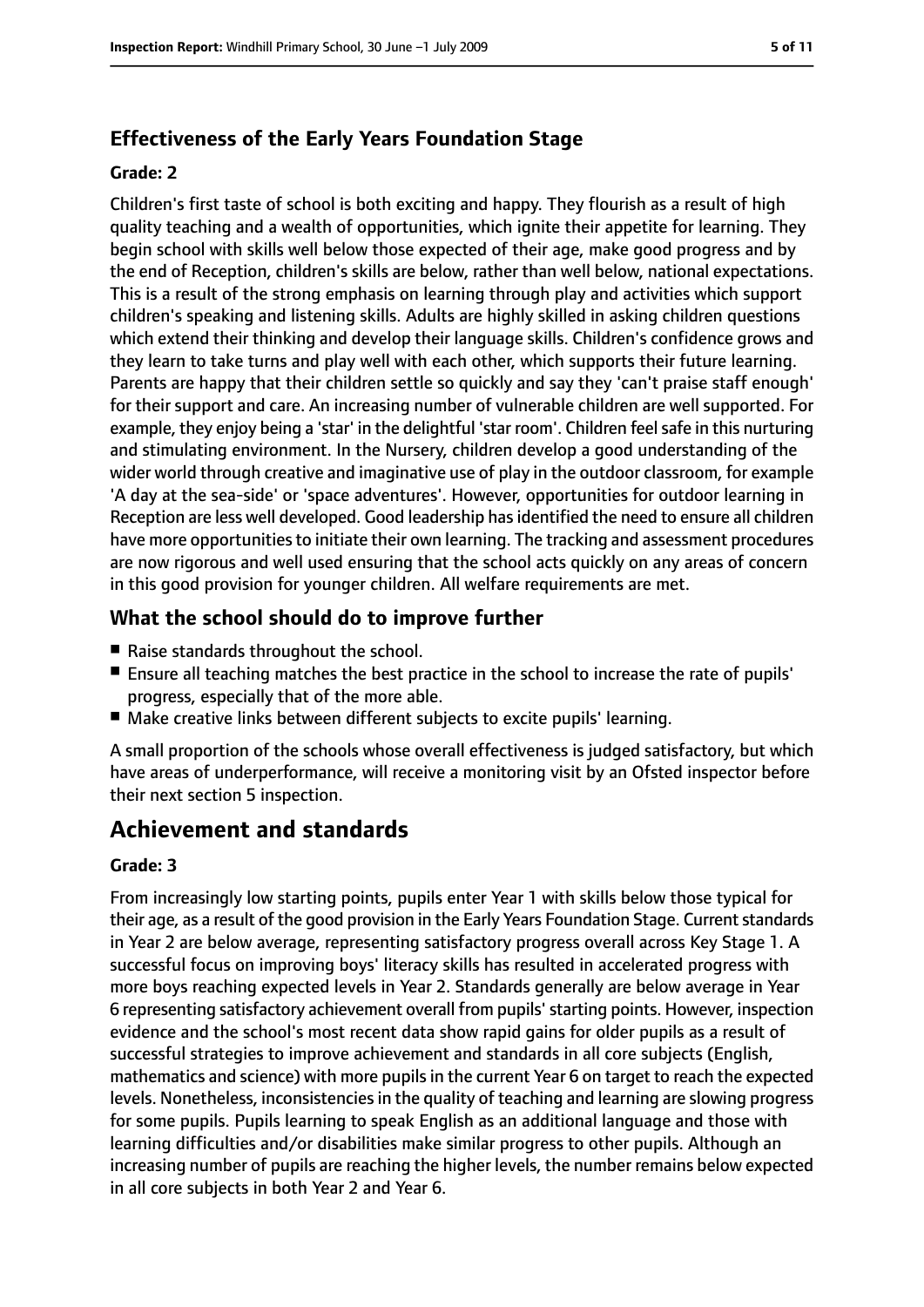## Effectiveness of the Early Years Foundation Stage

**Grade: 2**

Children's first taste of school is both exciting and happy. They flourish as a result of high quality teaching and a wealth of opportunities, which ignite their appetite for learning. They begin school with skills well below those expected of their age, make good progress and by the end of Reception, children's skills are below, rather than well below, national expectations. This is a result of the strong emphasis on learning through play and activities which support children's speaking and listening skills. Adults are highly skilled in asking children questions which extend their thinking and develop their language skills. Children's confidence grows and they learn to take turns and play well with each other, which supports their future learning. Parents are happy that their children settle so quickly and say they 'can't praise staff enough' for their support and care. An increasing number of vulnerable children are well supported. For example, they enjoy being a 'star' in the delightful 'star room'. Children feel safe in this nurturing and stimulating environment. In the Nursery, children develop a good understanding of the wider world through creative and imaginative use of play in the outdoor classroom, for example 'A day at the sea-side' or 'space adventures'. However, opportunities for outdoor learning in Reception are less well developed. Good leadership has identified the need to ensure all children have more opportunities to initiate their own learning. The tracking and assessment procedures are now rigorous and well used ensuring that the school acts quickly on any areas of concern in this good provision for younger children. All welfare requirements are met.

## What the school should do to improve further

- Raise standards throughout the school.
- Ensure all teaching matches the best practice in the school to increase the rate of pupils' progress, especially that of the more able.
- Make creative links between different subjects to excite pupils' learning.

A small proportion of the schools whose overall effectiveness is judged satisfactory, but which have areas of underperformance, will receive a monitoring visit by an Ofsted inspector before their next section 5 inspection.

# Achievement and standards

**Grade: 3**

From increasingly low starting points, pupils enter Year 1 with skills below those typical for their age, as a result of the good provision in the Early Years Foundation Stage. Current standards in Year 2 are below average, representing satisfactory progress overall across Key Stage 1. A successful focus on improving boys' literacy skills has resulted in accelerated progress with more boys reaching expected levels in Year 2. Standards generally are below average in Year 6 representing satisfactory achievement overall from pupils' starting points. However, inspection evidence and the school's most recent data show rapid gains for older pupils as a result of successful strategies to improve achievement and standards in all core subjects (English, mathematics and science) with more pupils in the current Year 6 on target to reach the expected levels. Nonetheless, inconsistencies in the quality of teaching and learning are slowing progress for some pupils. Pupils learning to speak English as an additional language and those with learning difficulties and/or disabilities make similar progress to other pupils. Although an increasing number of pupils are reaching the higher levels, the number remains below expected in all core subjects in both Year 2 and Year 6.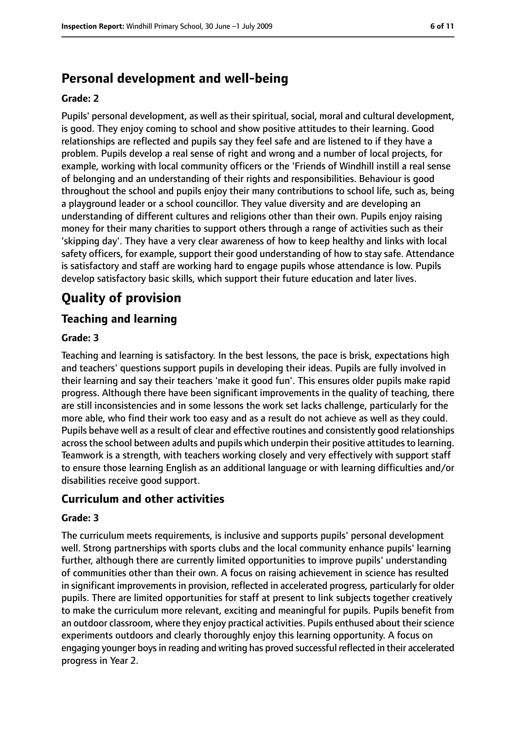## Personal development and well-being

**Grade: 2**

Pupils' personal development, as well as their spiritual, social, moral and cultural development, is good. They enjoy coming to school and show positive attitudes to their learning. Good relationships are reflected and pupils say they feel safe and are listened to if they have a problem. Pupils develop a real sense of right and wrong and a number of local projects, for example, working with local community officers or the 'Friends of Windhill instill a real sense of belonging and an understanding of their rights and responsibilities. Behaviour is good throughout the school and pupils enjoy their many contributions to school life, such as, being a playground leader or a school councillor. They value diversity and are developing an understanding of different cultures and religions other than their own. Pupils enjoy raising money for their many charities to support others through a range of activities such as their 'skipping day'. They have a very clear awareness of how to keep healthy and links with local safety officers, for example, support their good understanding of how to stay safe. Attendance is satisfactory and staff are working hard to engage pupils whose attendance is low. Pupils develop satisfactory basic skills, which support their future education and later lives.

# Quality of provision

## Teaching and learning

**Grade: 3**

Teaching and learning is satisfactory. In the best lessons, the pace is brisk, expectations high and teachers' questions support pupils in developing their ideas. Pupils are fully involved in their learning and say their teachers 'make it good fun'. This ensures older pupils make rapid progress. Although there have been significant improvements in the quality of teaching, there are still inconsistencies and in some lessons the work set lacks challenge, particularly for the more able, who find their work too easy and as a result do not achieve as well as they could. Pupils behave well as a result of clear and effective routines and consistently good relationships across the school between adults and pupils which underpin their positive attitudes to learning. Teamwork is a strength, with teachers working closely and very effectively with support staff to ensure those learning English as an additional language or with learning difficulties and/or disabilities receive good support.

## Curriculum and other activities

**Grade: 3**

The curriculum meets requirements, is inclusive and supports pupils' personal development well. Strong partnerships with sports clubs and the local community enhance pupils' learning further, although there are currently limited opportunities to improve pupils' understanding of communities other than their own. A focus on raising achievement in science has resulted in significant improvements in provision, reflected in accelerated progress, particularly for older pupils. There are limited opportunities for staff at present to link subjects together creatively to make the curriculum more relevant, exciting and meaningful for pupils. Pupils benefit from an outdoor classroom, where they enjoy practical activities. Pupils enthused about their science experiments outdoors and clearly thoroughly enjoy this learning opportunity. A focus on engaging younger boys in reading and writing has proved successful reflected in their accelerated progress in Year 2.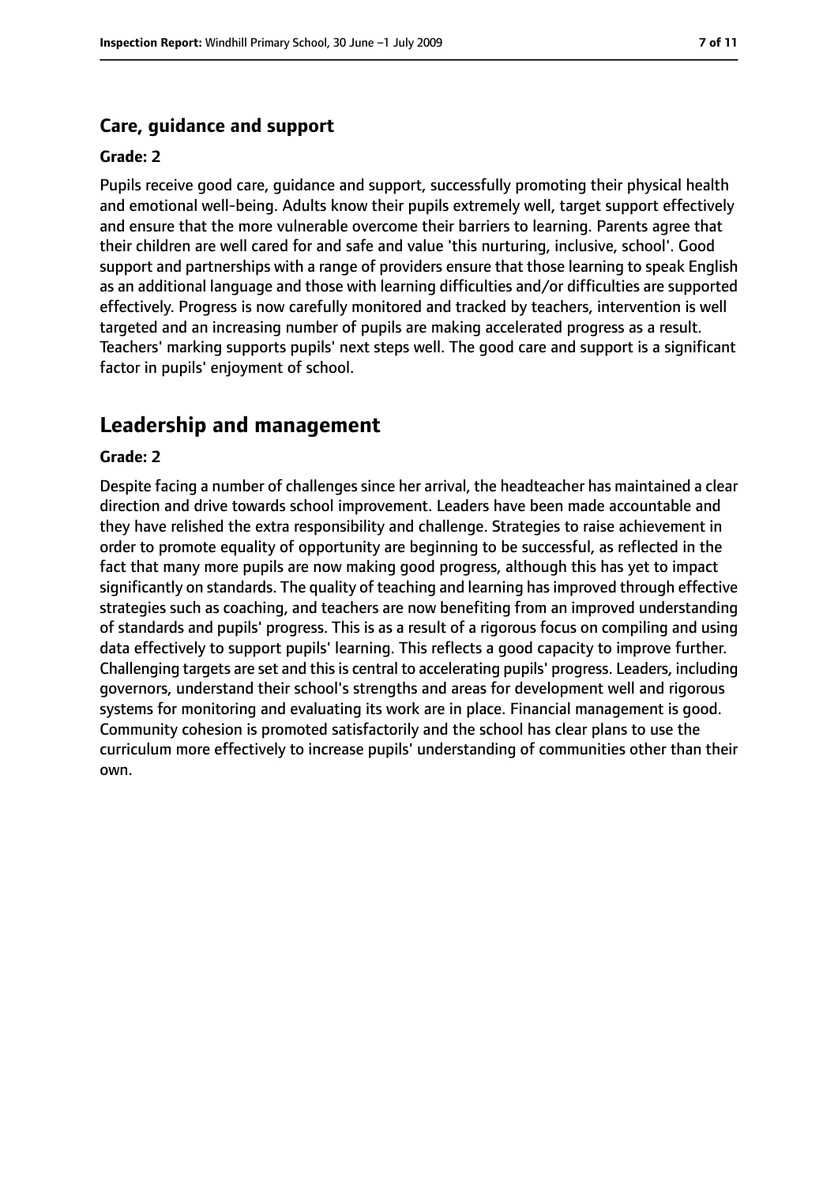### Care, guidance and support

#### Grade: 2

Pupils receive good care, guidance and support, successfully promoting their physical health and emotional well-being. Adults know their pupils extremely well, target support effectively and ensure that the more vulnerable overcome their barriers to learning. Parents agree that their children are well cared for and safe and value 'this nurturing, inclusive, school'. Good support and partnerships with a range of providers ensure that those learning to speak English as an additional language and those with learning difficulties and/or difficulties are supported effectively. Progress is now carefully monitored and tracked by teachers, intervention is well targeted and an increasing number of pupils are making accelerated progress as a result. Teachers' marking supports pupils' next steps well. The good care and support is a significant factor in pupils' enjoyment of school.

## Leadership and management

#### Grade: 2

Despite facing a number of challenges since her arrival, the headteacher has maintained a clear direction and drive towards school improvement. Leaders have been made accountable and they have relished the extra responsibility and challenge. Strategies to raise achievement in order to promote equality of opportunity are beginning to be successful, as reflected in the fact that many more pupils are now making good progress, although this has yet to impact significantly on standards. The quality of teaching and learning has improved through effective strategies such as coaching, and teachers are now benefiting from an improved understanding of standards and pupils' progress. This is as a result of a rigorous focus on compiling and using data effectively to support pupils' learning. This reflects a good capacity to improve further. Challenging targets are set and this is central to accelerating pupils' progress. Leaders, including governors, understand their school's strengths and areas for development well and rigorous systems for monitoring and evaluating its work are in place. Financial management is good. Community cohesion is promoted satisfactorily and the school has clear plans to use the curriculum more effectively to increase pupils' understanding of communities other than their own.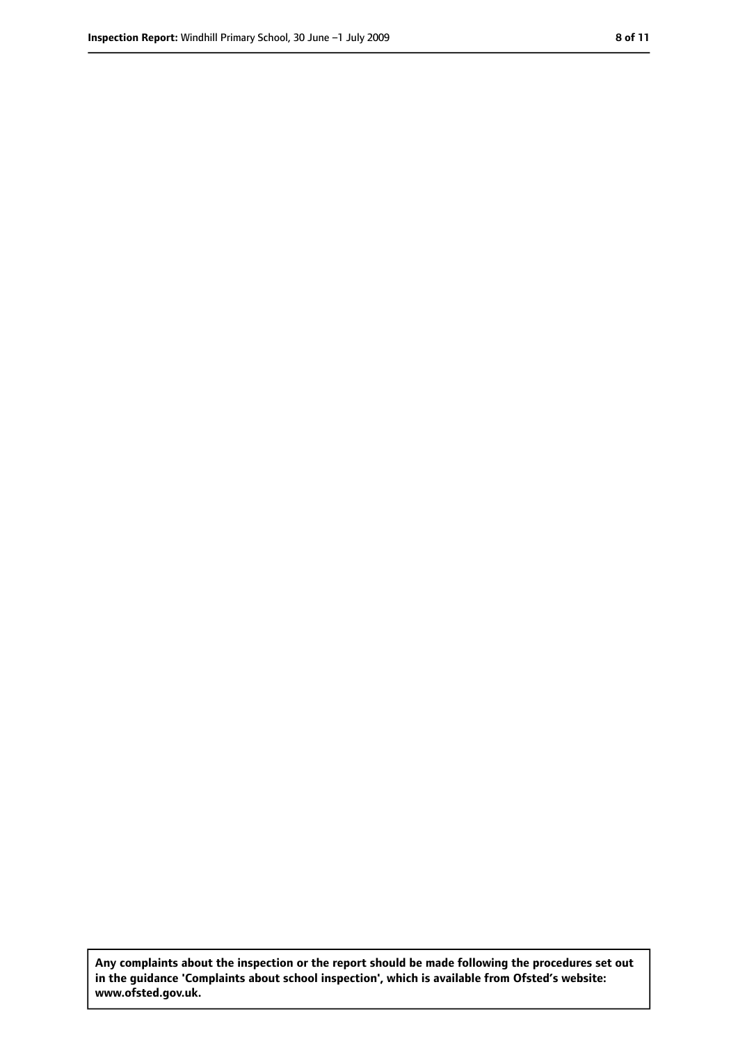**Any complaints about the inspection or the report should be made following the procedures set out in the guidance 'Complaints about school inspection', which is available from Ofsted's website: www.ofsted.gov.uk.**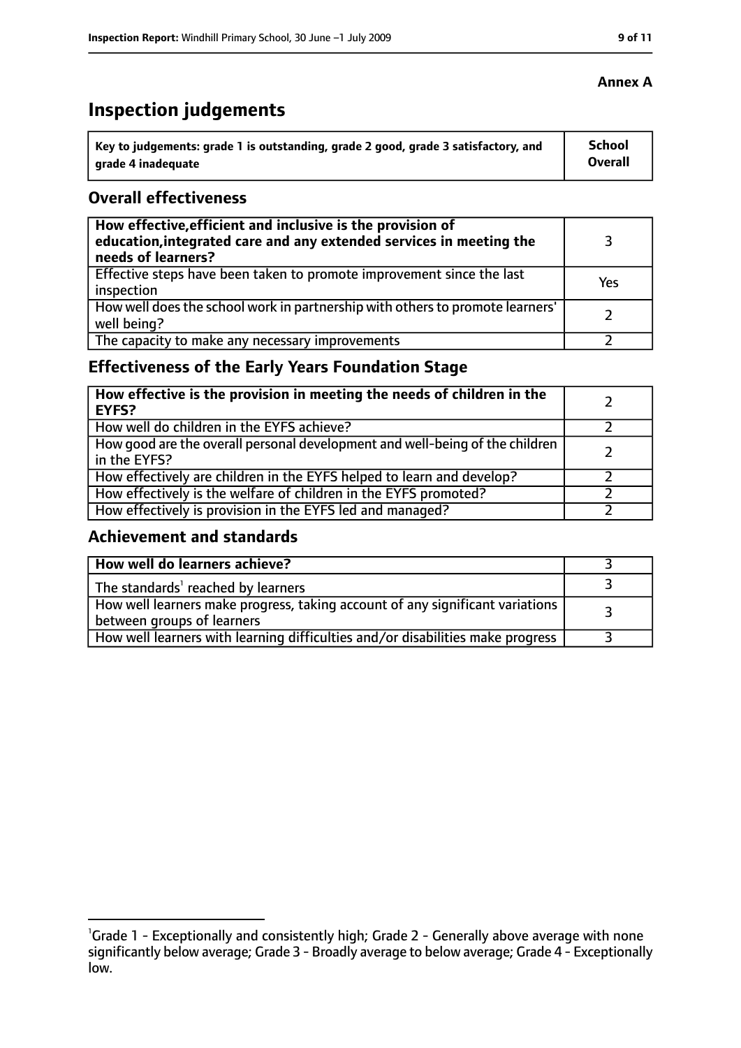**Annex A**

# Inspection judgements

| Key to judgements: grade 1 is outstanding, grade 2 good, grade 3 satisfactory, and grade 4 inadequate | School Overall |
|---|---|

## Overall effectiveness

| | |
|---|---|
| **How effective, efficient and inclusive is the provision of education, integrated care and any extended services in meeting the needs of learners?** | 3 |
| Effective steps have been taken to promote improvement since the last inspection | Yes |
| How well does the school work in partnership with others to promote learners' well being? | 2 |
| The capacity to make any necessary improvements | 2 |

## Effectiveness of the Early Years Foundation Stage

| | |
|---|---|
| **How effective is the provision in meeting the needs of children in the EYFS?** | 2 |
| How well do children in the EYFS achieve? | 2 |
| How good are the overall personal development and well-being of the children in the EYFS? | 2 |
| How effectively are children in the EYFS helped to learn and develop? | 2 |
| How effectively is the welfare of children in the EYFS promoted? | 2 |
| How effectively is provision in the EYFS led and managed? | 2 |

## Achievement and standards

| | |
|---|---|
| **How well do learners achieve?** | 3 |
| The standards[1] reached by learners | 3 |
| How well learners make progress, taking account of any significant variations between groups of learners | 3 |
| How well learners with learning difficulties and/or disabilities make progress | 3 |

---

[1]Grade 1 - Exceptionally and consistently high; Grade 2 - Generally above average with none significantly below average; Grade 3 - Broadly average to below average; Grade 4 - Exceptionally low.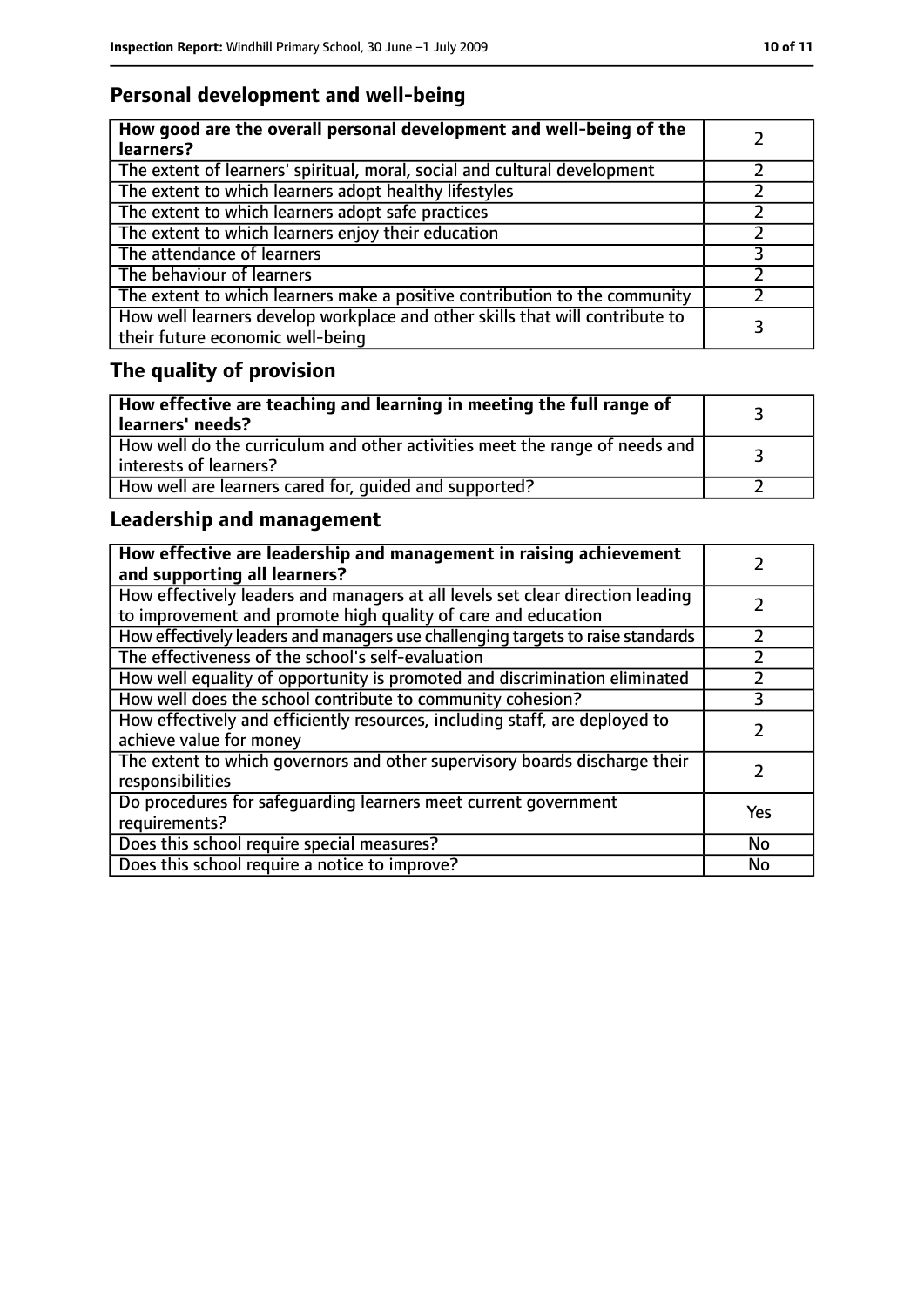## Personal development and well-being

| How good are the overall personal development and well-being of the learners? | 2 |
|---|---|
| The extent of learners' spiritual, moral, social and cultural development | 2 |
| The extent to which learners adopt healthy lifestyles | 2 |
| The extent to which learners adopt safe practices | 2 |
| The extent to which learners enjoy their education | 2 |
| The attendance of learners | 3 |
| The behaviour of learners | 2 |
| The extent to which learners make a positive contribution to the community | 2 |
| How well learners develop workplace and other skills that will contribute to their future economic well-being | 3 |

## The quality of provision

| How effective are teaching and learning in meeting the full range of learners' needs? | 3 |
|---|---|
| How well do the curriculum and other activities meet the range of needs and interests of learners? | 3 |
| How well are learners cared for, guided and supported? | 2 |

## Leadership and management

| How effective are leadership and management in raising achievement and supporting all learners? | 2 |
|---|---|
| How effectively leaders and managers at all levels set clear direction leading to improvement and promote high quality of care and education | 2 |
| How effectively leaders and managers use challenging targets to raise standards | 2 |
| The effectiveness of the school's self-evaluation | 2 |
| How well equality of opportunity is promoted and discrimination eliminated | 2 |
| How well does the school contribute to community cohesion? | 3 |
| How effectively and efficiently resources, including staff, are deployed to achieve value for money | 2 |
| The extent to which governors and other supervisory boards discharge their responsibilities | 2 |
| Do procedures for safeguarding learners meet current government requirements? | Yes |
| Does this school require special measures? | No |
| Does this school require a notice to improve? | No |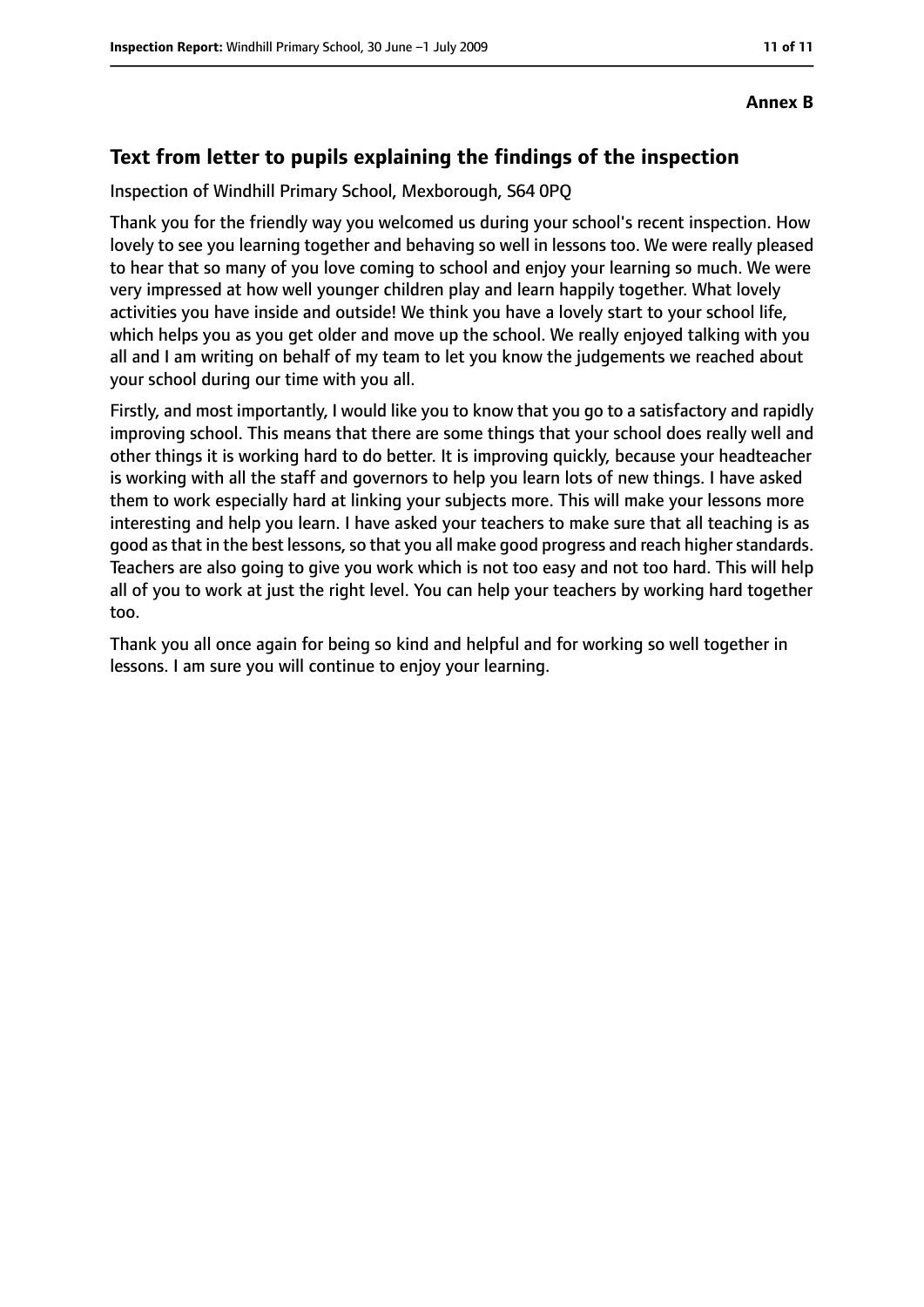**Annex B**

## Text from letter to pupils explaining the findings of the inspection

Inspection of Windhill Primary School, Mexborough, S64 0PQ

Thank you for the friendly way you welcomed us during your school's recent inspection. How lovely to see you learning together and behaving so well in lessons too. We were really pleased to hear that so many of you love coming to school and enjoy your learning so much. We were very impressed at how well younger children play and learn happily together. What lovely activities you have inside and outside! We think you have a lovely start to your school life, which helps you as you get older and move up the school. We really enjoyed talking with you all and I am writing on behalf of my team to let you know the judgements we reached about your school during our time with you all.

Firstly, and most importantly, I would like you to know that you go to a satisfactory and rapidly improving school. This means that there are some things that your school does really well and other things it is working hard to do better. It is improving quickly, because your headteacher is working with all the staff and governors to help you learn lots of new things. I have asked them to work especially hard at linking your subjects more. This will make your lessons more interesting and help you learn. I have asked your teachers to make sure that all teaching is as good as that in the best lessons, so that you all make good progress and reach higher standards. Teachers are also going to give you work which is not too easy and not too hard. This will help all of you to work at just the right level. You can help your teachers by working hard together too.

Thank you all once again for being so kind and helpful and for working so well together in lessons. I am sure you will continue to enjoy your learning.